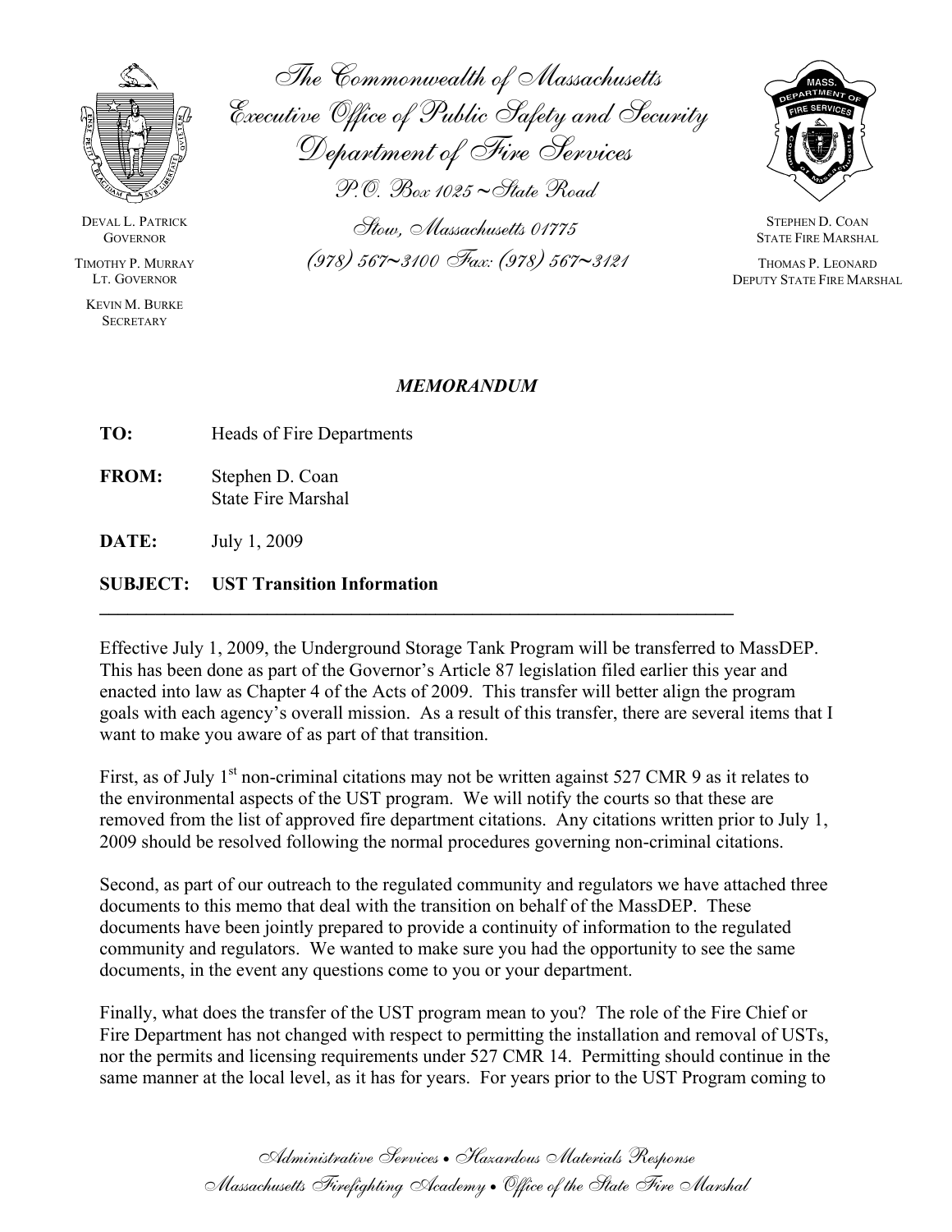The Commonwealth of Massachusetts
Executive Office of Public Safety and Security
Department of Fire Services
P.O. Box 1025 ~ State Road
Stow, Massachusetts 01775
(978) 567~3100 Fax: (978) 567~3121

DEVAL L. PATRICK
GOVERNOR

TIMOTHY P. MURRAY
LT. GOVERNOR

KEVIN M. BURKE
SECRETARY

STEPHEN D. COAN
STATE FIRE MARSHAL

THOMAS P. LEONARD
DEPUTY STATE FIRE MARSHAL

## *MEMORANDUM*

**TO:** Heads of Fire Departments

**FROM:** Stephen D. Coan
State Fire Marshal

**DATE:** July 1, 2009

**SUBJECT: UST Transition Information**

---

Effective July 1, 2009, the Underground Storage Tank Program will be transferred to MassDEP. This has been done as part of the Governor's Article 87 legislation filed earlier this year and enacted into law as Chapter 4 of the Acts of 2009. This transfer will better align the program goals with each agency's overall mission. As a result of this transfer, there are several items that I want to make you aware of as part of that transition.

First, as of July 1st non-criminal citations may not be written against 527 CMR 9 as it relates to the environmental aspects of the UST program. We will notify the courts so that these are removed from the list of approved fire department citations. Any citations written prior to July 1, 2009 should be resolved following the normal procedures governing non-criminal citations.

Second, as part of our outreach to the regulated community and regulators we have attached three documents to this memo that deal with the transition on behalf of the MassDEP. These documents have been jointly prepared to provide a continuity of information to the regulated community and regulators. We wanted to make sure you had the opportunity to see the same documents, in the event any questions come to you or your department.

Finally, what does the transfer of the UST program mean to you? The role of the Fire Chief or Fire Department has not changed with respect to permitting the installation and removal of USTs, nor the permits and licensing requirements under 527 CMR 14. Permitting should continue in the same manner at the local level, as it has for years. For years prior to the UST Program coming to

*Administrative Services • Hazardous Materials Response*
*Massachusetts Firefighting Academy • Office of the State Fire Marshal*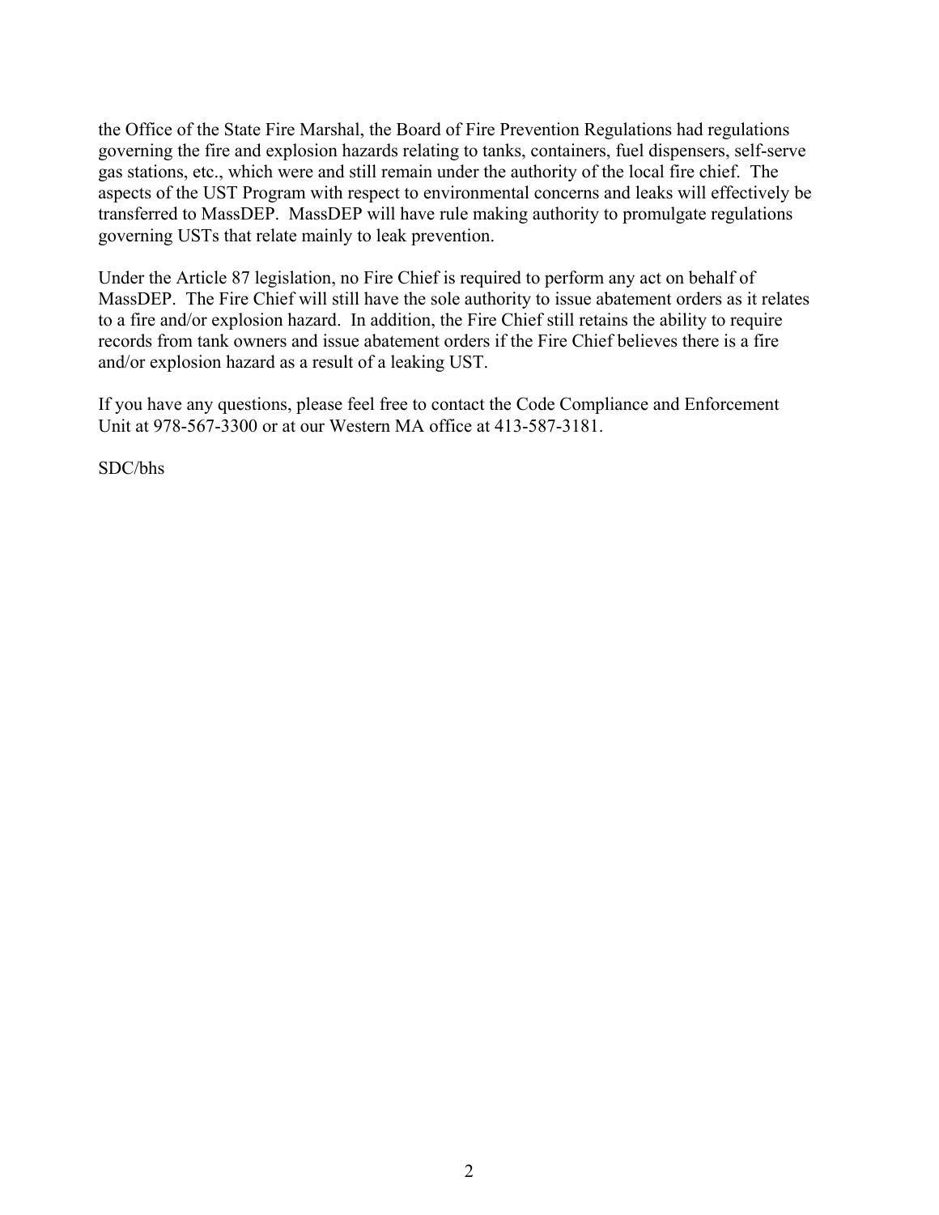the Office of the State Fire Marshal, the Board of Fire Prevention Regulations had regulations governing the fire and explosion hazards relating to tanks, containers, fuel dispensers, self-serve gas stations, etc., which were and still remain under the authority of the local fire chief. The aspects of the UST Program with respect to environmental concerns and leaks will effectively be transferred to MassDEP. MassDEP will have rule making authority to promulgate regulations governing USTs that relate mainly to leak prevention.

Under the Article 87 legislation, no Fire Chief is required to perform any act on behalf of MassDEP. The Fire Chief will still have the sole authority to issue abatement orders as it relates to a fire and/or explosion hazard. In addition, the Fire Chief still retains the ability to require records from tank owners and issue abatement orders if the Fire Chief believes there is a fire and/or explosion hazard as a result of a leaking UST.

If you have any questions, please feel free to contact the Code Compliance and Enforcement Unit at 978-567-3300 or at our Western MA office at 413-587-3181.

SDC/bhs